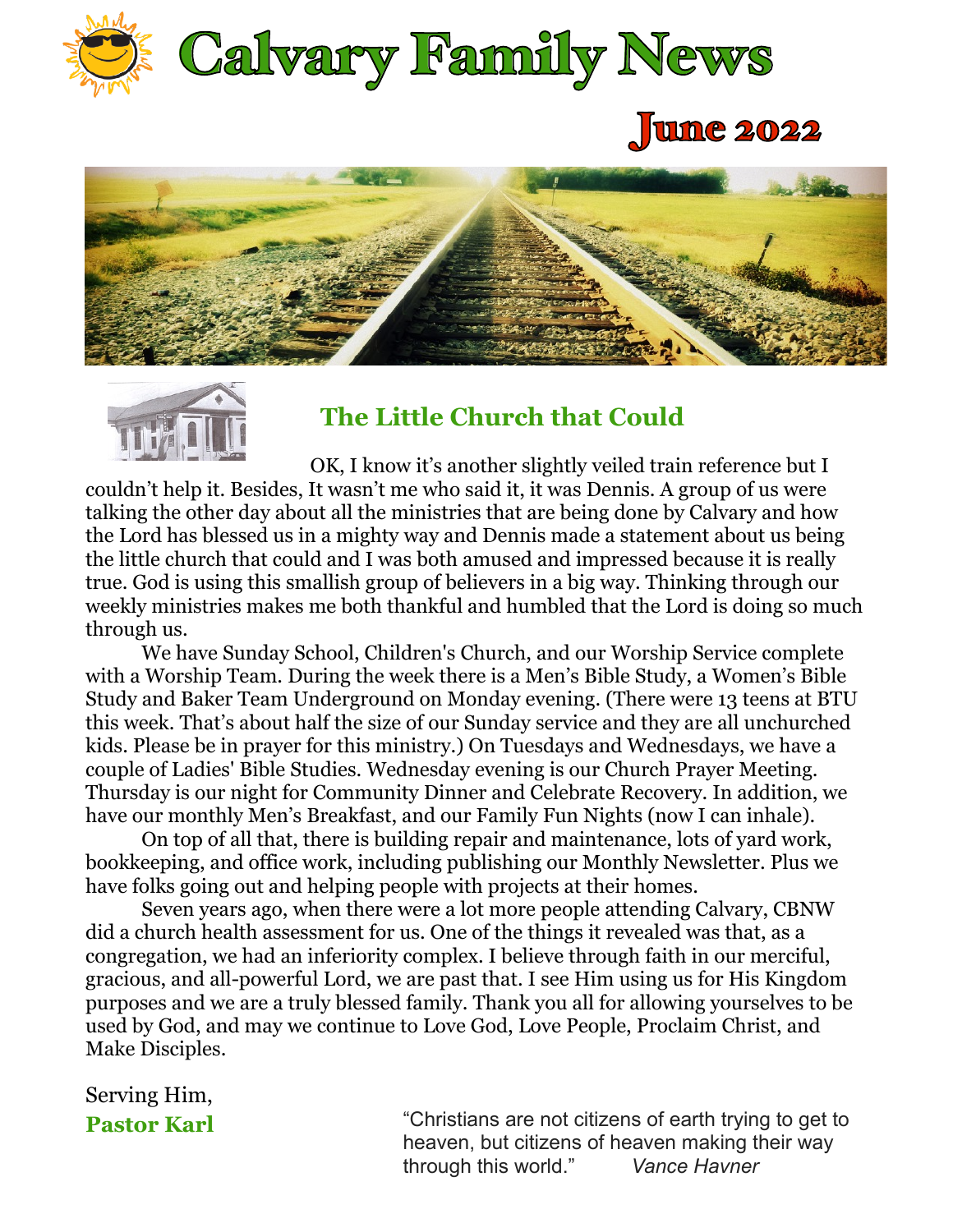# Calvary Family News

## June 2022

### The Little Church that Could

OK, I know it's another slightly veiled train reference but I couldn't help it. Besides, It wasn't me who said it, it was Dennis. A group of us were talking the other day about all the ministries that are being done by Calvary and how the Lord has blessed us in a mighty way and Dennis made a statement about us being the little church that could and I was both amused and impressed because it is really true. God is using this smallish group of believers in a big way. Thinking through our weekly ministries makes me both thankful and humbled that the Lord is doing so much through us.

We have Sunday School, Children's Church, and our Worship Service complete with a Worship Team. During the week there is a Men's Bible Study, a Women's Bible Study and Baker Team Underground on Monday evening. (There were 13 teens at BTU this week. That's about half the size of our Sunday service and they are all unchurched kids. Please be in prayer for this ministry.) On Tuesdays and Wednesdays, we have a couple of Ladies' Bible Studies. Wednesday evening is our Church Prayer Meeting. Thursday is our night for Community Dinner and Celebrate Recovery. In addition, we have our monthly Men's Breakfast, and our Family Fun Nights (now I can inhale).

On top of all that, there is building repair and maintenance, lots of yard work, bookkeeping, and office work, including publishing our Monthly Newsletter. Plus we have folks going out and helping people with projects at their homes.

Seven years ago, when there were a lot more people attending Calvary, CBNW did a church health assessment for us. One of the things it revealed was that, as a congregation, we had an inferiority complex. I believe through faith in our merciful, gracious, and all-powerful Lord, we are past that. I see Him using us for His Kingdom purposes and we are a truly blessed family. Thank you all for allowing yourselves to be used by God, and may we continue to Love God, Love People, Proclaim Christ, and Make Disciples.

Serving Him,

**Pastor Karl**

"Christians are not citizens of earth trying to get to heaven, but citizens of heaven making their way through this world." *Vance Havner*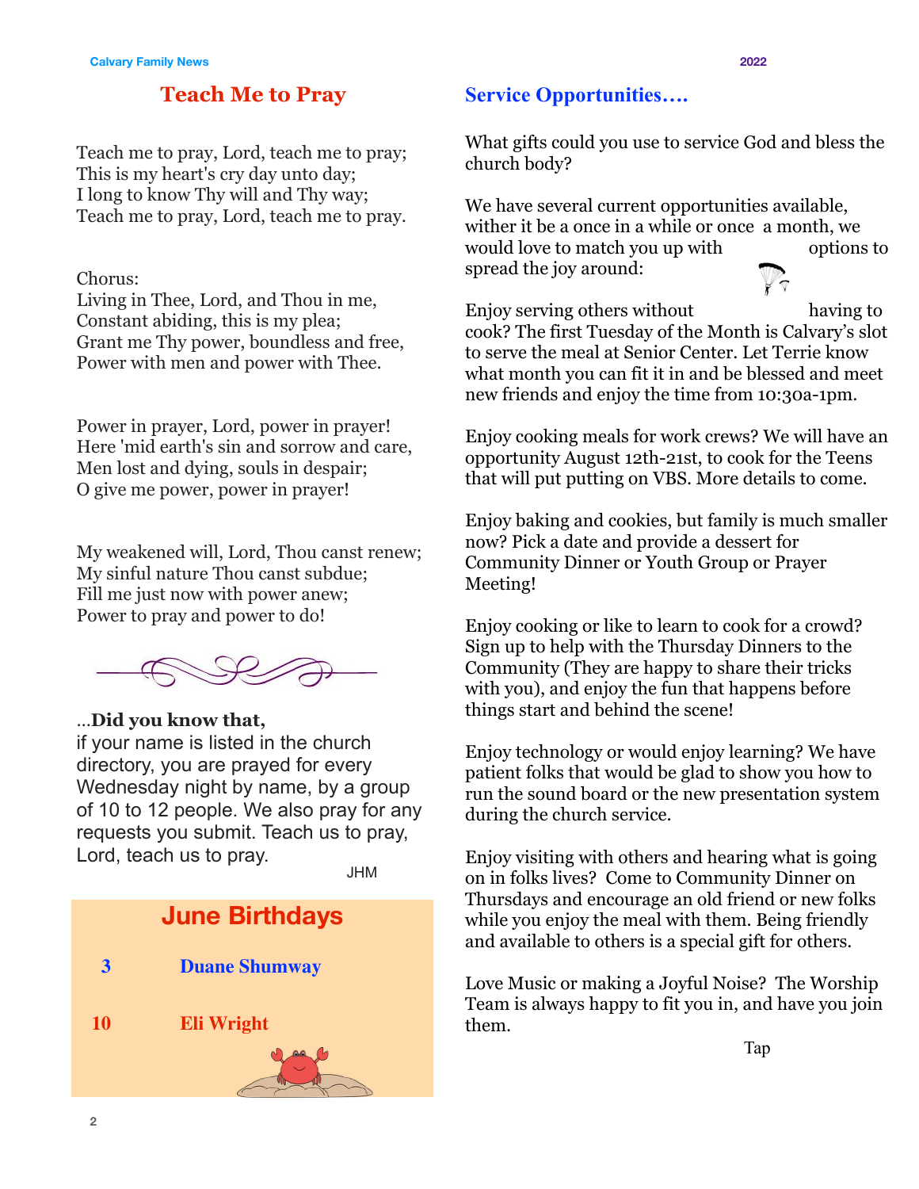## Teach Me to Pray

Teach me to pray, Lord, teach me to pray;
This is my heart's cry day unto day;
I long to know Thy will and Thy way;
Teach me to pray, Lord, teach me to pray.

Chorus:
Living in Thee, Lord, and Thou in me,
Constant abiding, this is my plea;
Grant me Thy power, boundless and free,
Power with men and power with Thee.

Power in prayer, Lord, power in prayer!
Here 'mid earth's sin and sorrow and care,
Men lost and dying, souls in despair;
O give me power, power in prayer!

My weakened will, Lord, Thou canst renew;
My sinful nature Thou canst subdue;
Fill me just now with power anew;
Power to pray and power to do!

...**Did you know that,**
if your name is listed in the church directory, you are prayed for every Wednesday night by name, by a group of 10 to 12 people. We also pray for any requests you submit. Teach us to pray, Lord, teach us to pray.

JHM

## June Birthdays

**3** **Duane Shumway**

**10** **Eli Wright**

## Service Opportunities….

What gifts could you use to service God and bless the church body?

We have several current opportunities available, wither it be a once in a while or once a month, we would love to match you up with options to spread the joy around:

Enjoy serving others without having to cook? The first Tuesday of the Month is Calvary's slot to serve the meal at Senior Center. Let Terrie know what month you can fit it in and be blessed and meet new friends and enjoy the time from 10:30a-1pm.

Enjoy cooking meals for work crews? We will have an opportunity August 12th-21st, to cook for the Teens that will put putting on VBS. More details to come.

Enjoy baking and cookies, but family is much smaller now? Pick a date and provide a dessert for Community Dinner or Youth Group or Prayer Meeting!

Enjoy cooking or like to learn to cook for a crowd? Sign up to help with the Thursday Dinners to the Community (They are happy to share their tricks with you), and enjoy the fun that happens before things start and behind the scene!

Enjoy technology or would enjoy learning? We have patient folks that would be glad to show you how to run the sound board or the new presentation system during the church service.

Enjoy visiting with others and hearing what is going on in folks lives? Come to Community Dinner on Thursdays and encourage an old friend or new folks while you enjoy the meal with them. Being friendly and available to others is a special gift for others.

Love Music or making a Joyful Noise? The Worship Team is always happy to fit you in, and have you join them.

Tap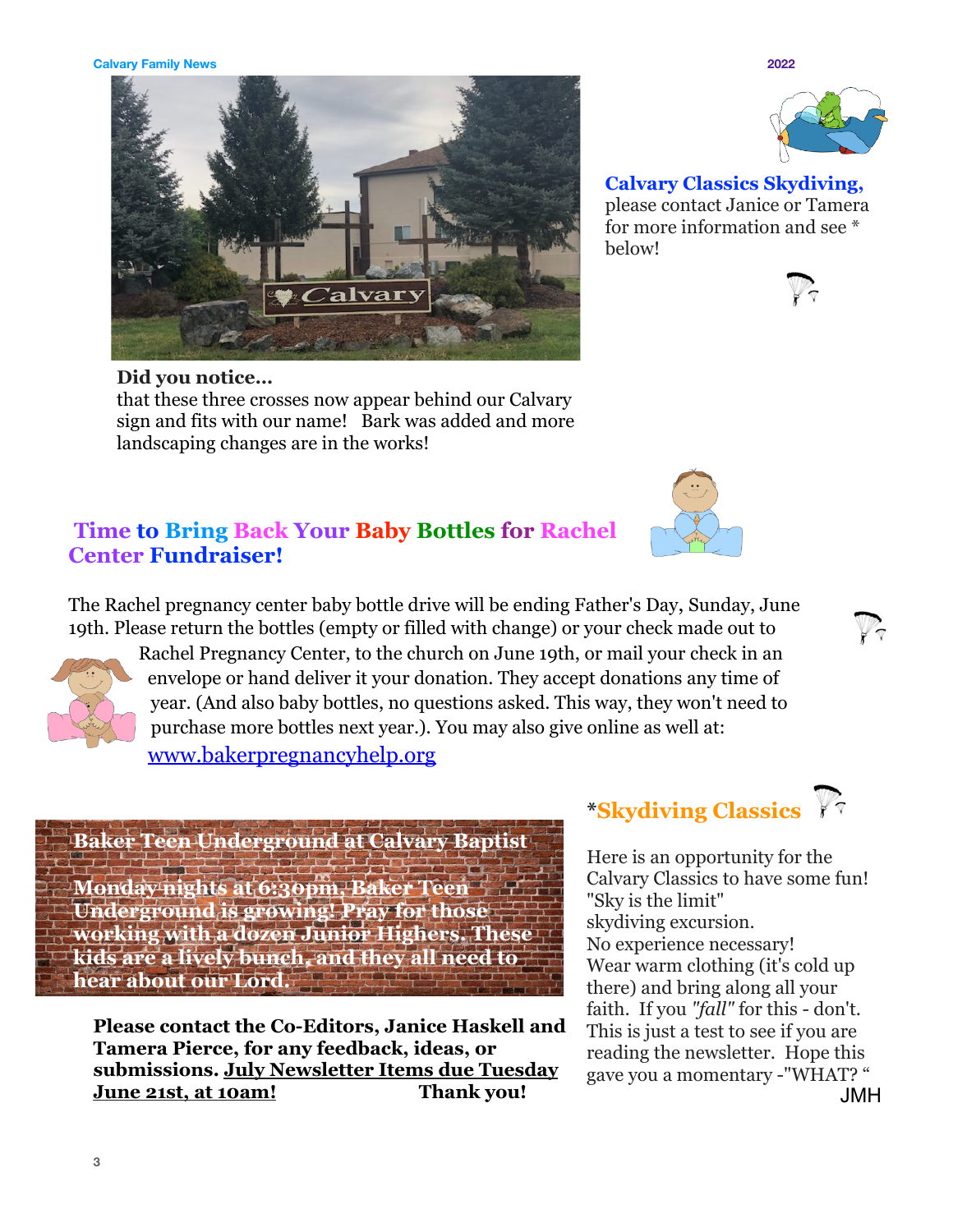**Did you notice…**
that these three crosses now appear behind our Calvary sign and fits with our name! Bark was added and more landscaping changes are in the works!

**Calvary Classics Skydiving,** please contact Janice or Tamera for more information and see * below!

## Time to Bring Back Your Baby Bottles for Rachel Center Fundraiser!

The Rachel pregnancy center baby bottle drive will be ending Father's Day, Sunday, June 19th. Please return the bottles (empty or filled with change) or your check made out to Rachel Pregnancy Center, to the church on June 19th, or mail your check in an envelope or hand deliver it your donation. They accept donations any time of year. (And also baby bottles, no questions asked. This way, they won't need to purchase more bottles next year.). You may also give online as well at: [www.bakerpregnancyhelp.org](www.bakerpregnancyhelp.org)

**Baker Teen Underground at Calvary Baptist**

**Monday nights at 6:30pm, Baker Teen Underground is growing! Pray for those working with a dozen Junior Highers. These kids are a lively bunch, and they all need to hear about our Lord.**

**Please contact the Co-Editors, Janice Haskell and Tamera Pierce, for any feedback, ideas, or submissions. <u>July Newsletter Items due Tuesday June 21st, at 10am!</u> Thank you!**

## *Skydiving Classics

Here is an opportunity for the Calvary Classics to have some fun! "Sky is the limit" skydiving excursion.
No experience necessary!
Wear warm clothing (it's cold up there) and bring along all your faith. If you *"fall"* for this - don't. This is just a test to see if you are reading the newsletter. Hope this gave you a momentary -"WHAT? "

JMH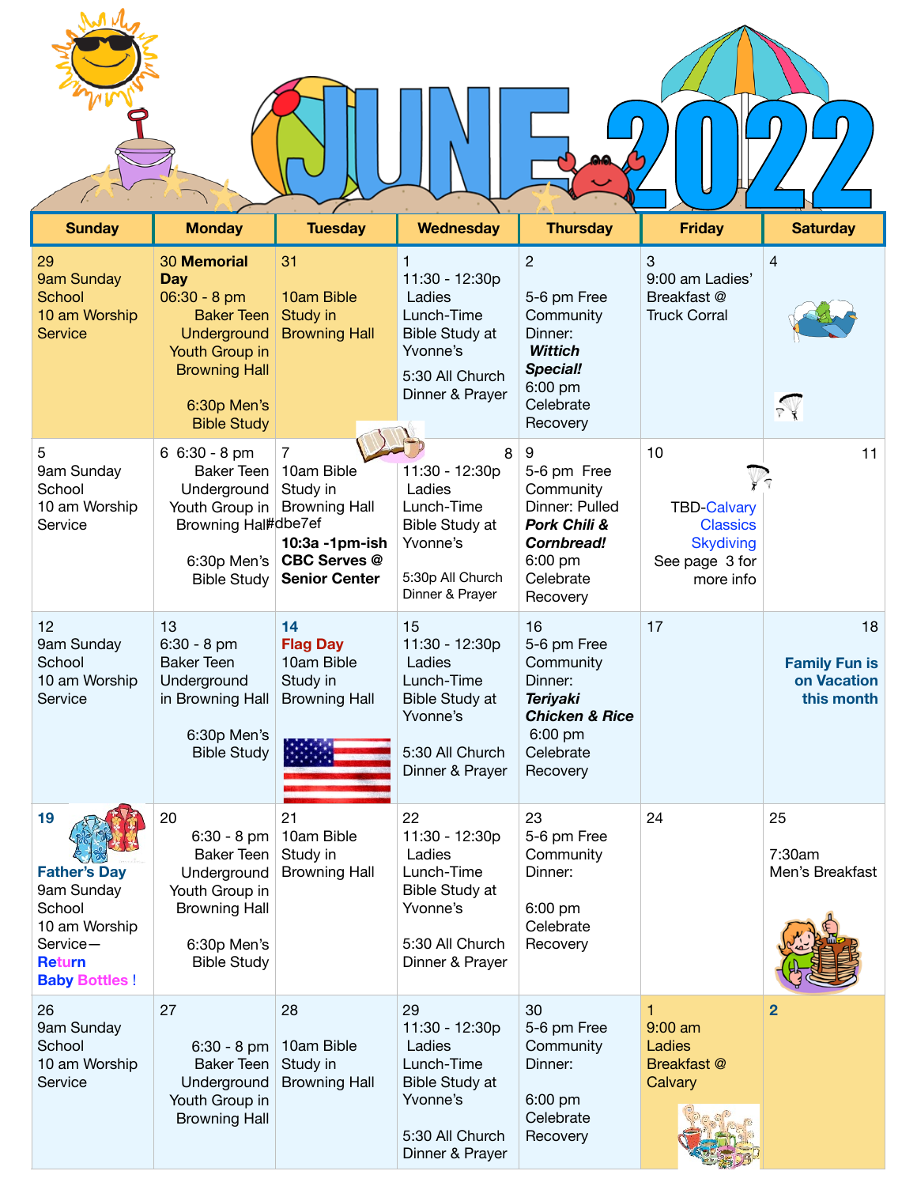# JUNE 2022

| Sunday | Monday | Tuesday | Wednesday | Thursday | Friday | Saturday |
|---|---|---|---|---|---|---|
| 29<br>9am Sunday School<br>10 am Worship Service | 30 **Memorial Day**<br>06:30 - 8 pm Baker Teen Underground Youth Group in Browning Hall<br><br>6:30p Men's Bible Study | 31<br><br>10am Bible Study in Browning Hall | 1<br>11:30 - 12:30p Ladies Lunch-Time Bible Study at Yvonne's<br><br>5:30 All Church Dinner & Prayer | 2<br><br>5-6 pm Free Community Dinner: ***Wittich Special!***<br>6:00 pm Celebrate Recovery | 3<br>9:00 am Ladies' Breakfast @ Truck Corral | 4 |
| 5<br>9am Sunday School<br>10 am Worship Service | 6 6:30 - 8 pm Baker Teen Underground Youth Group in Browning Hall#dbe7ef<br><br>6:30p Men's Bible Study | 7<br>10am Bible Study in Browning Hall<br>**10:3a -1pm-ish CBC Serves @ Senior Center** | 8<br>11:30 - 12:30p Ladies Lunch-Time Bible Study at Yvonne's<br><br>5:30p All Church Dinner & Prayer | 9<br>5-6 pm Free Community Dinner: Pulled ***Pork Chili & Cornbread!***<br>6:00 pm Celebrate Recovery | 10<br><br>TBD-Calvary Classics Skydiving<br>See page 3 for more info | 11 |
| 12<br>9am Sunday School<br>10 am Worship Service | 13<br>6:30 - 8 pm Baker Teen Underground in Browning Hall<br><br>6:30p Men's Bible Study | **14**<br>**Flag Day**<br>10am Bible Study in Browning Hall | 15<br>11:30 - 12:30p Ladies Lunch-Time Bible Study at Yvonne's<br><br>5:30 All Church Dinner & Prayer | 16<br>5-6 pm Free Community Dinner: ***Teriyaki Chicken & Rice***<br>6:00 pm Celebrate Recovery | 17 | 18<br><br>**Family Fun is on Vacation this month** |
| **19**<br>**Father's Day**<br>9am Sunday School<br>10 am Worship Service—**Return Baby Bottles** ! | 20<br>6:30 - 8 pm Baker Teen Underground Youth Group in Browning Hall<br><br>6:30p Men's Bible Study | 21<br>10am Bible Study in Browning Hall | 22<br>11:30 - 12:30p Ladies Lunch-Time Bible Study at Yvonne's<br><br>5:30 All Church Dinner & Prayer | 23<br>5-6 pm Free Community Dinner:<br><br>6:00 pm Celebrate Recovery | 24 | 25<br><br>7:30am Men's Breakfast |
| 26<br>9am Sunday School<br>10 am Worship Service | 27<br><br>6:30 - 8 pm Baker Teen Underground Youth Group in Browning Hall | 28<br>10am Bible Study in Browning Hall | 29<br>11:30 - 12:30p Ladies Lunch-Time Bible Study at Yvonne's<br><br>5:30 All Church Dinner & Prayer | 30<br>5-6 pm Free Community Dinner:<br><br>6:00 pm Celebrate Recovery | 1<br>9:00 am Ladies Breakfast @ Calvary | **2** |